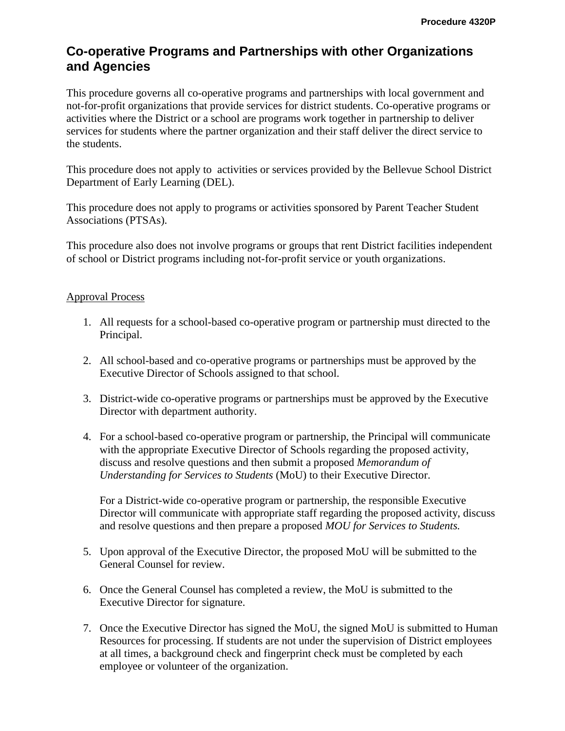# Co-operative Programs and Partnerships with other Organizations and Agencies

This procedure governs all co-operative programs and partnerships with local government and not-for-profit organizations that provide services for district students. Co-operative programs or activities where the District or a school are programs work together in partnership to deliver services for students where the partner organization and their staff deliver the direct service to the students.

This procedure does not apply to activities or services provided by the Bellevue School District Department of Early Learning (DEL).

This procedure does not apply to programs or activities sponsored by Parent Teacher Student Associations (PTSAs).

This procedure also does not involve programs or groups that rent District facilities independent of school or District programs including not-for-profit service or youth organizations.

<u>Approval Process</u>

1. All requests for a school-based co-operative program or partnership must directed to the Principal.

2. All school-based and co-operative programs or partnerships must be approved by the Executive Director of Schools assigned to that school.

3. District-wide co-operative programs or partnerships must be approved by the Executive Director with department authority.

4. For a school-based co-operative program or partnership, the Principal will communicate with the appropriate Executive Director of Schools regarding the proposed activity, discuss and resolve questions and then submit a proposed *Memorandum of Understanding for Services to Students* (MoU) to their Executive Director.

   For a District-wide co-operative program or partnership, the responsible Executive Director will communicate with appropriate staff regarding the proposed activity, discuss and resolve questions and then prepare a proposed *MOU for Services to Students.*

5. Upon approval of the Executive Director, the proposed MoU will be submitted to the General Counsel for review.

6. Once the General Counsel has completed a review, the MoU is submitted to the Executive Director for signature.

7. Once the Executive Director has signed the MoU, the signed MoU is submitted to Human Resources for processing. If students are not under the supervision of District employees at all times, a background check and fingerprint check must be completed by each employee or volunteer of the organization.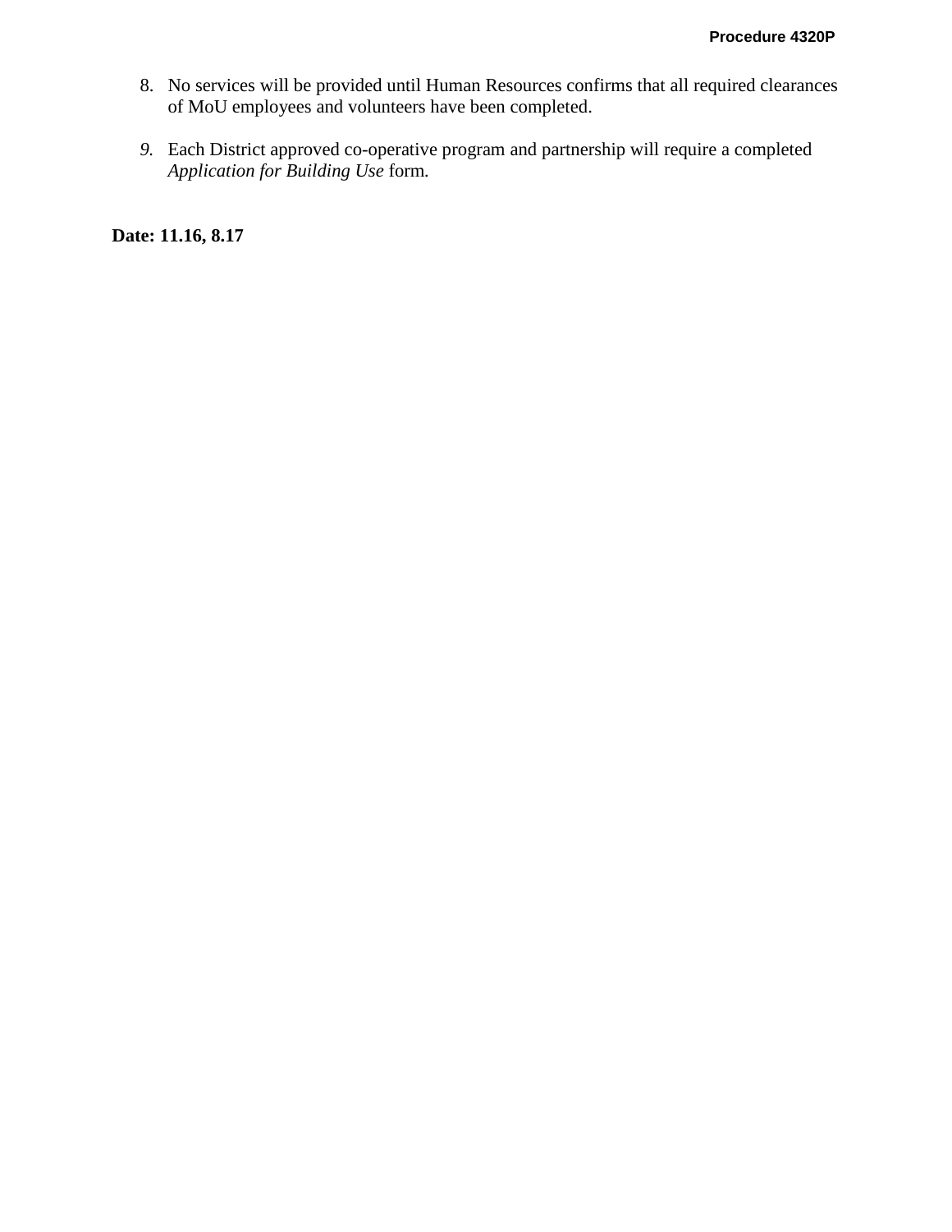8. No services will be provided until Human Resources confirms that all required clearances of MoU employees and volunteers have been completed.

9. Each District approved co-operative program and partnership will require a completed *Application for Building Use* form.

**Date: 11.16, 8.17**